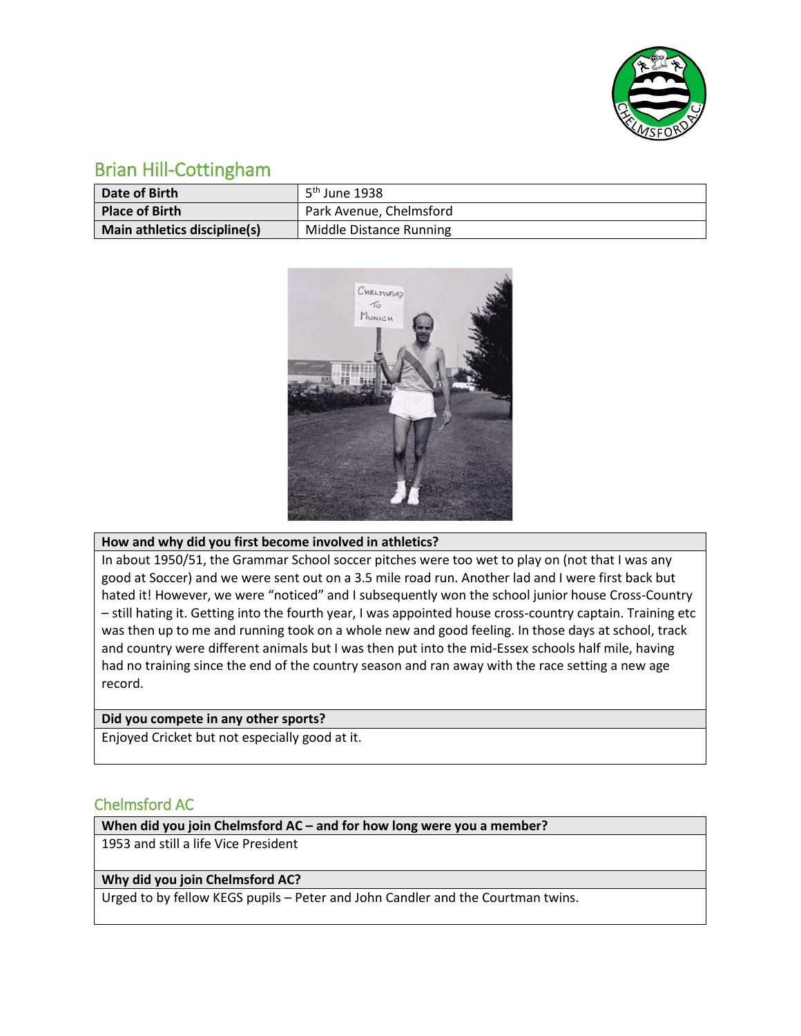## Brian Hill-Cottingham

| Date of Birth | 5th June 1938 |
|---|---|
| Place of Birth | Park Avenue, Chelmsford |
| Main athletics discipline(s) | Middle Distance Running |

**How and why did you first become involved in athletics?**

In about 1950/51, the Grammar School soccer pitches were too wet to play on (not that I was any good at Soccer) and we were sent out on a 3.5 mile road run. Another lad and I were first back but hated it! However, we were "noticed" and I subsequently won the school junior house Cross-Country – still hating it. Getting into the fourth year, I was appointed house cross-country captain. Training etc was then up to me and running took on a whole new and good feeling. In those days at school, track and country were different animals but I was then put into the mid-Essex schools half mile, having had no training since the end of the country season and ran away with the race setting a new age record.

**Did you compete in any other sports?**

Enjoyed Cricket but not especially good at it.

## Chelmsford AC

**When did you join Chelmsford AC – and for how long were you a member?**

1953 and still a life Vice President

**Why did you join Chelmsford AC?**

Urged to by fellow KEGS pupils – Peter and John Candler and the Courtman twins.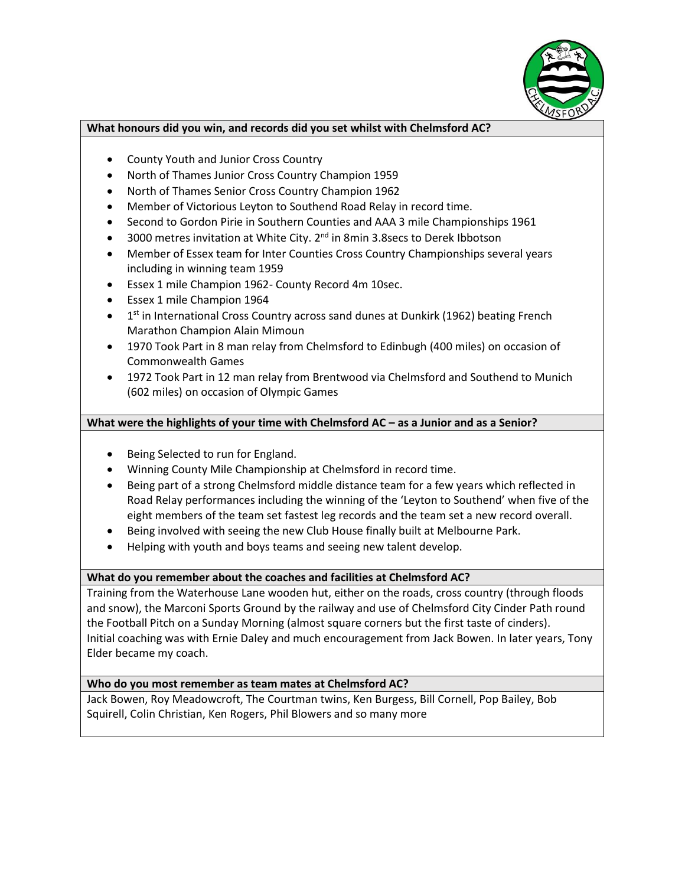**What honours did you win, and records did you set whilst with Chelmsford AC?**

- County Youth and Junior Cross Country
- North of Thames Junior Cross Country Champion 1959
- North of Thames Senior Cross Country Champion 1962
- Member of Victorious Leyton to Southend Road Relay in record time.
- Second to Gordon Pirie in Southern Counties and AAA 3 mile Championships 1961
- 3000 metres invitation at White City. 2nd in 8min 3.8secs to Derek Ibbotson
- Member of Essex team for Inter Counties Cross Country Championships several years including in winning team 1959
- Essex 1 mile Champion 1962- County Record 4m 10sec.
- Essex 1 mile Champion 1964
- 1st in International Cross Country across sand dunes at Dunkirk (1962) beating French Marathon Champion Alain Mimoun
- 1970 Took Part in 8 man relay from Chelmsford to Edinbugh (400 miles) on occasion of Commonwealth Games
- 1972 Took Part in 12 man relay from Brentwood via Chelmsford and Southend to Munich (602 miles) on occasion of Olympic Games

**What were the highlights of your time with Chelmsford AC – as a Junior and as a Senior?**

- Being Selected to run for England.
- Winning County Mile Championship at Chelmsford in record time.
- Being part of a strong Chelmsford middle distance team for a few years which reflected in Road Relay performances including the winning of the 'Leyton to Southend' when five of the eight members of the team set fastest leg records and the team set a new record overall.
- Being involved with seeing the new Club House finally built at Melbourne Park.
- Helping with youth and boys teams and seeing new talent develop.

**What do you remember about the coaches and facilities at Chelmsford AC?**

Training from the Waterhouse Lane wooden hut, either on the roads, cross country (through floods and snow), the Marconi Sports Ground by the railway and use of Chelmsford City Cinder Path round the Football Pitch on a Sunday Morning (almost square corners but the first taste of cinders). Initial coaching was with Ernie Daley and much encouragement from Jack Bowen. In later years, Tony Elder became my coach.

**Who do you most remember as team mates at Chelmsford AC?**

Jack Bowen, Roy Meadowcroft, The Courtman twins, Ken Burgess, Bill Cornell, Pop Bailey, Bob Squirell, Colin Christian, Ken Rogers, Phil Blowers and so many more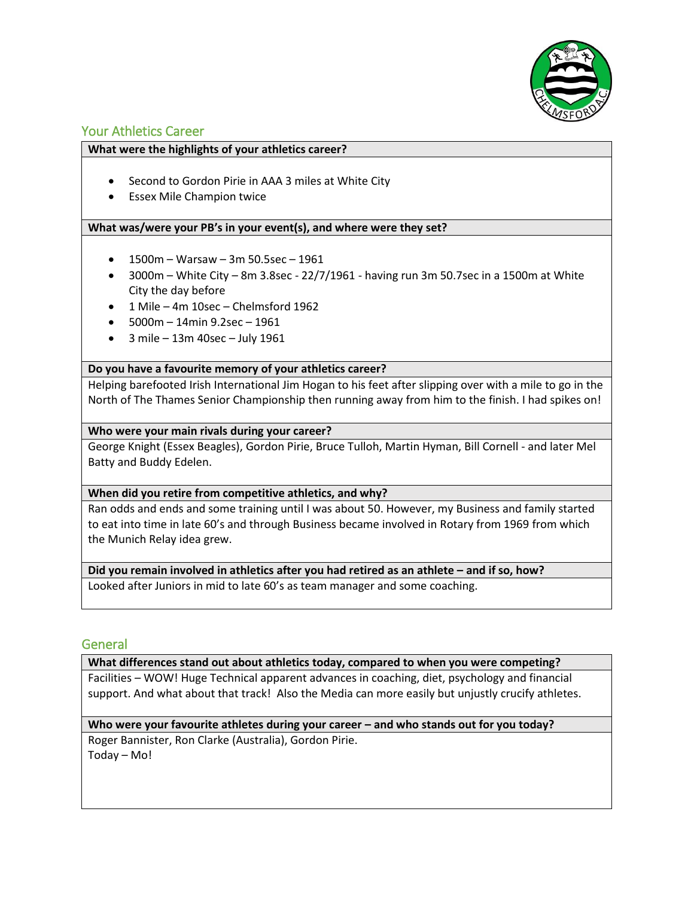## Your Athletics Career

**What were the highlights of your athletics career?**

- Second to Gordon Pirie in AAA 3 miles at White City
- Essex Mile Champion twice

**What was/were your PB's in your event(s), and where were they set?**

- 1500m – Warsaw – 3m 50.5sec – 1961
- 3000m – White City – 8m 3.8sec - 22/7/1961 - having run 3m 50.7sec in a 1500m at White City the day before
- 1 Mile – 4m 10sec – Chelmsford 1962
- 5000m – 14min 9.2sec – 1961
- 3 mile – 13m 40sec – July 1961

**Do you have a favourite memory of your athletics career?**

Helping barefooted Irish International Jim Hogan to his feet after slipping over with a mile to go in the North of The Thames Senior Championship then running away from him to the finish. I had spikes on!

**Who were your main rivals during your career?**

George Knight (Essex Beagles), Gordon Pirie, Bruce Tulloh, Martin Hyman, Bill Cornell - and later Mel Batty and Buddy Edelen.

**When did you retire from competitive athletics, and why?**

Ran odds and ends and some training until I was about 50. However, my Business and family started to eat into time in late 60's and through Business became involved in Rotary from 1969 from which the Munich Relay idea grew.

**Did you remain involved in athletics after you had retired as an athlete – and if so, how?**

Looked after Juniors in mid to late 60's as team manager and some coaching.

## General

**What differences stand out about athletics today, compared to when you were competing?**

Facilities – WOW! Huge Technical apparent advances in coaching, diet, psychology and financial support. And what about that track! Also the Media can more easily but unjustly crucify athletes.

**Who were your favourite athletes during your career – and who stands out for you today?**

Roger Bannister, Ron Clarke (Australia), Gordon Pirie.
Today – Mo!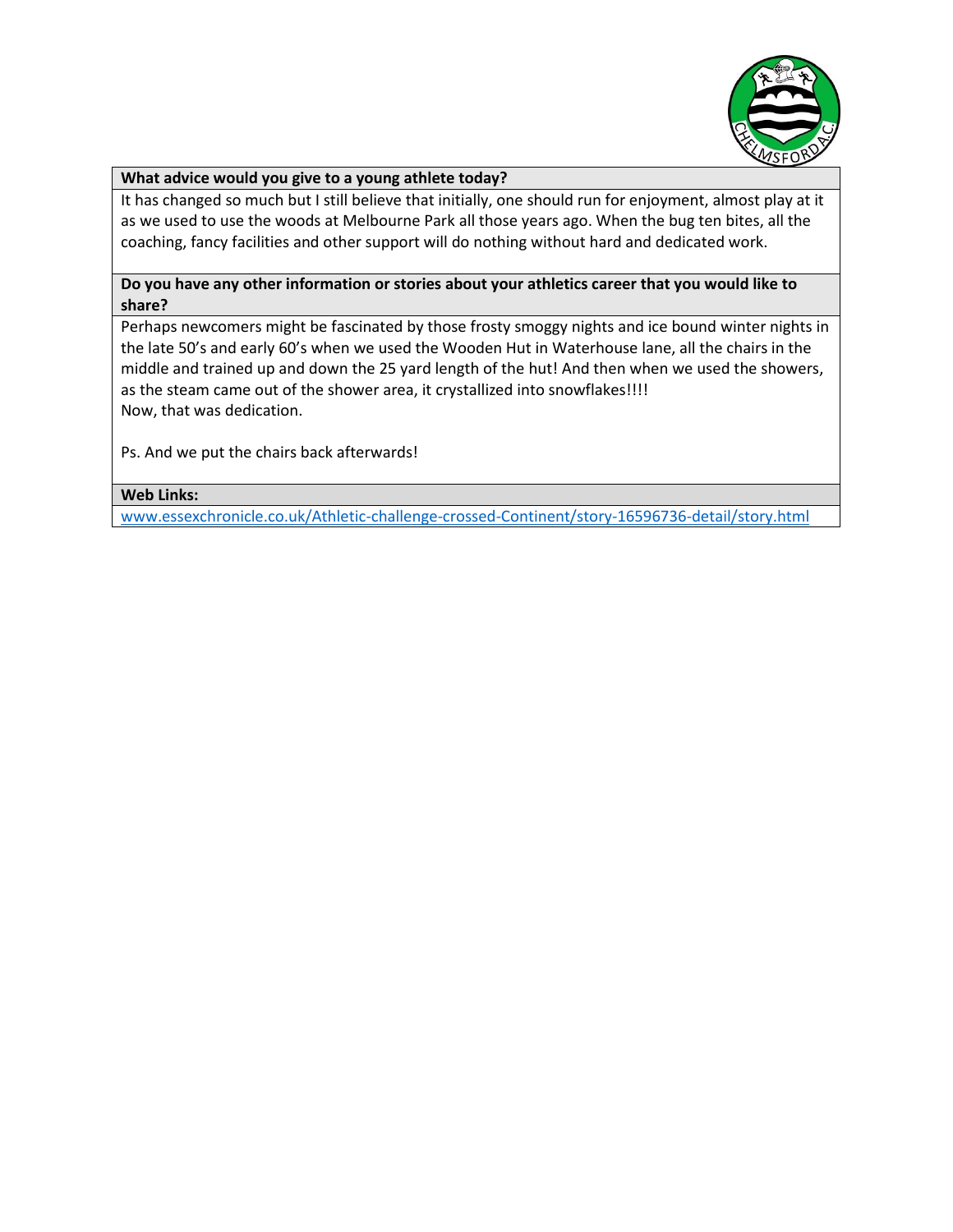**What advice would you give to a young athlete today?**

It has changed so much but I still believe that initially, one should run for enjoyment, almost play at it as we used to use the woods at Melbourne Park all those years ago. When the bug ten bites, all the coaching, fancy facilities and other support will do nothing without hard and dedicated work.

**Do you have any other information or stories about your athletics career that you would like to share?**

Perhaps newcomers might be fascinated by those frosty smoggy nights and ice bound winter nights in the late 50's and early 60's when we used the Wooden Hut in Waterhouse lane, all the chairs in the middle and trained up and down the 25 yard length of the hut! And then when we used the showers, as the steam came out of the shower area, it crystallized into snowflakes!!!!
Now, that was dedication.

Ps. And we put the chairs back afterwards!

**Web Links:**

www.essexchronicle.co.uk/Athletic-challenge-crossed-Continent/story-16596736-detail/story.html